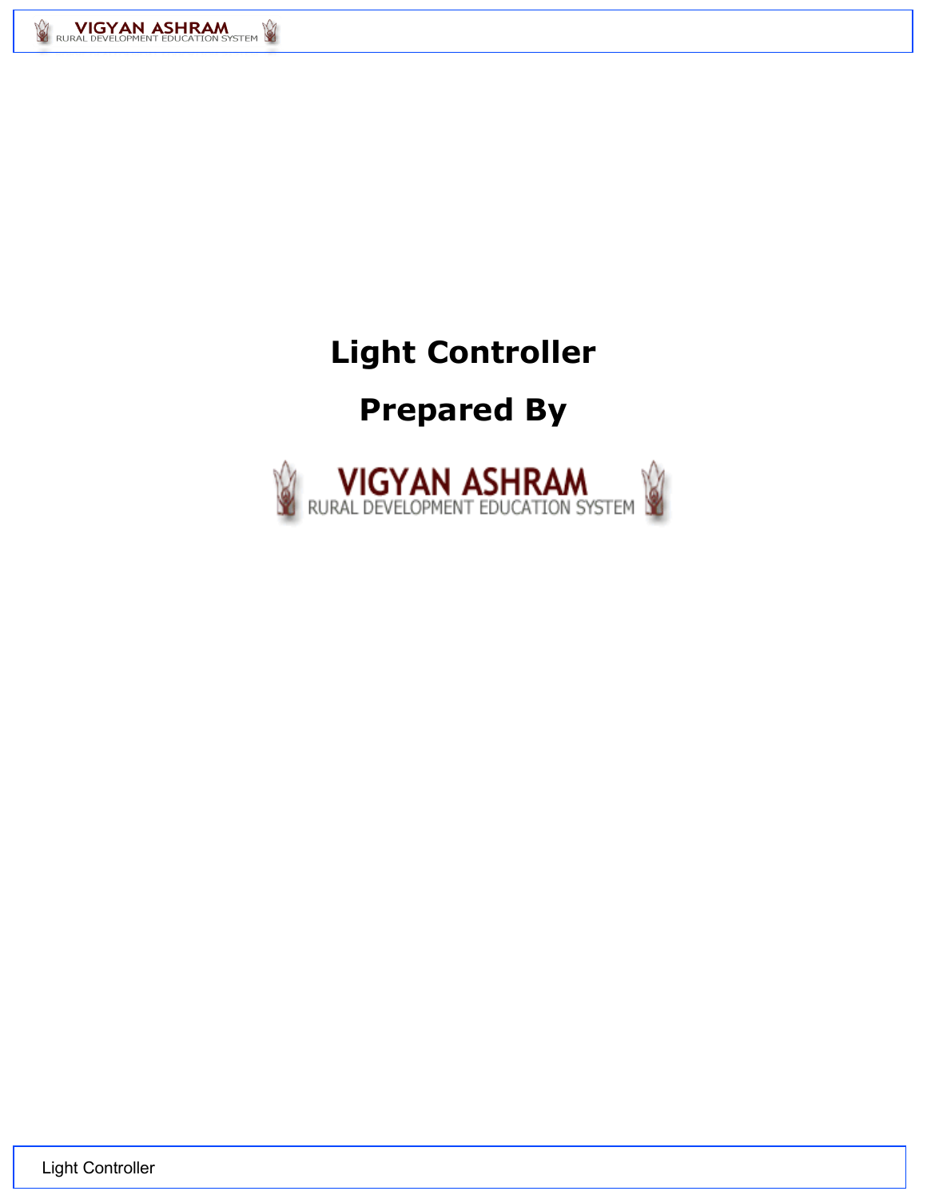# Light Controller

## Prepared By

VIGYAN ASHRAM
RURAL DEVELOPMENT EDUCATION SYSTEM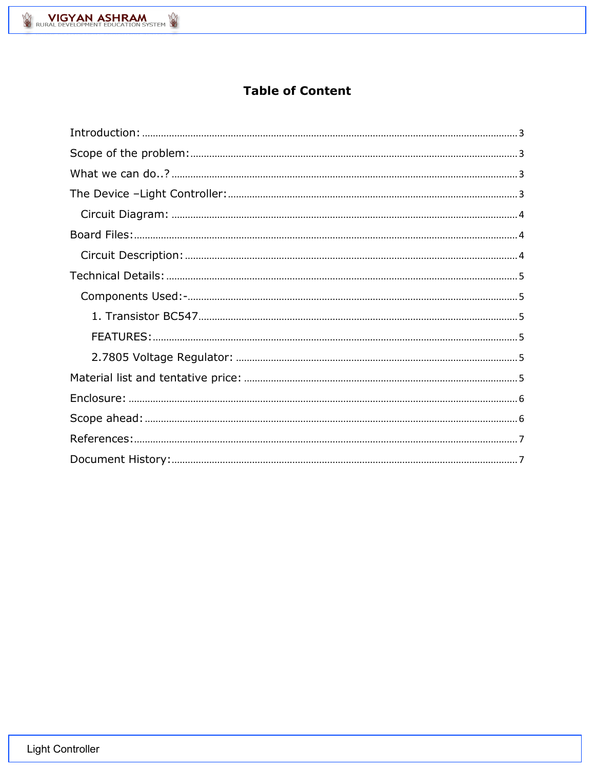# Table of Content

Introduction: ........................................................................................................ 3

Scope of the problem: ........................................................................................ 3

What we can do..? ............................................................................................ 3

The Device –Light Controller: .............................................................................. 3

  Circuit Diagram: ............................................................................................ 4

Board Files: ...................................................................................................... 4

  Circuit Description: ........................................................................................ 4

Technical Details: .............................................................................................. 5

  Components Used:- ........................................................................................ 5

    1. Transistor BC547 ....................................................................................... 5

    FEATURES: ................................................................................................. 5

    2.7805 Voltage Regulator: ............................................................................. 5

Material list and tentative price: ........................................................................ 5

Enclosure: ......................................................................................................... 6

Scope ahead: ..................................................................................................... 6

References: ........................................................................................................ 7

Document History: ............................................................................................. 7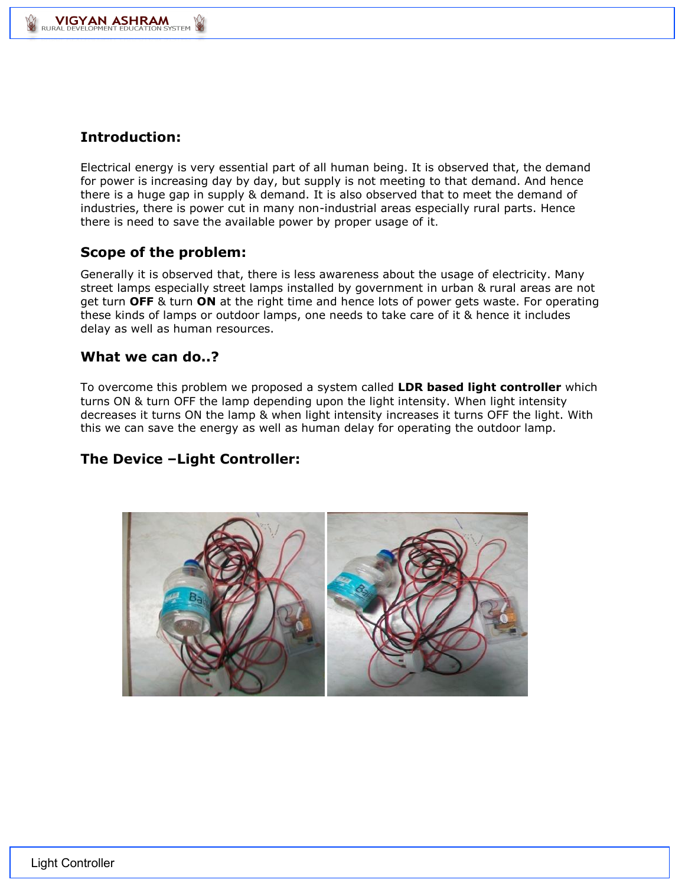## Introduction:

Electrical energy is very essential part of all human being. It is observed that, the demand for power is increasing day by day, but supply is not meeting to that demand. And hence there is a huge gap in supply & demand. It is also observed that to meet the demand of industries, there is power cut in many non-industrial areas especially rural parts. Hence there is need to save the available power by proper usage of it.

## Scope of the problem:

Generally it is observed that, there is less awareness about the usage of electricity. Many street lamps especially street lamps installed by government in urban & rural areas are not get turn **OFF** & turn **ON** at the right time and hence lots of power gets waste. For operating these kinds of lamps or outdoor lamps, one needs to take care of it & hence it includes delay as well as human resources.

## What we can do..?

To overcome this problem we proposed a system called **LDR based light controller** which turns ON & turn OFF the lamp depending upon the light intensity. When light intensity decreases it turns ON the lamp & when light intensity increases it turns OFF the light. With this we can save the energy as well as human delay for operating the outdoor lamp.

## The Device –Light Controller: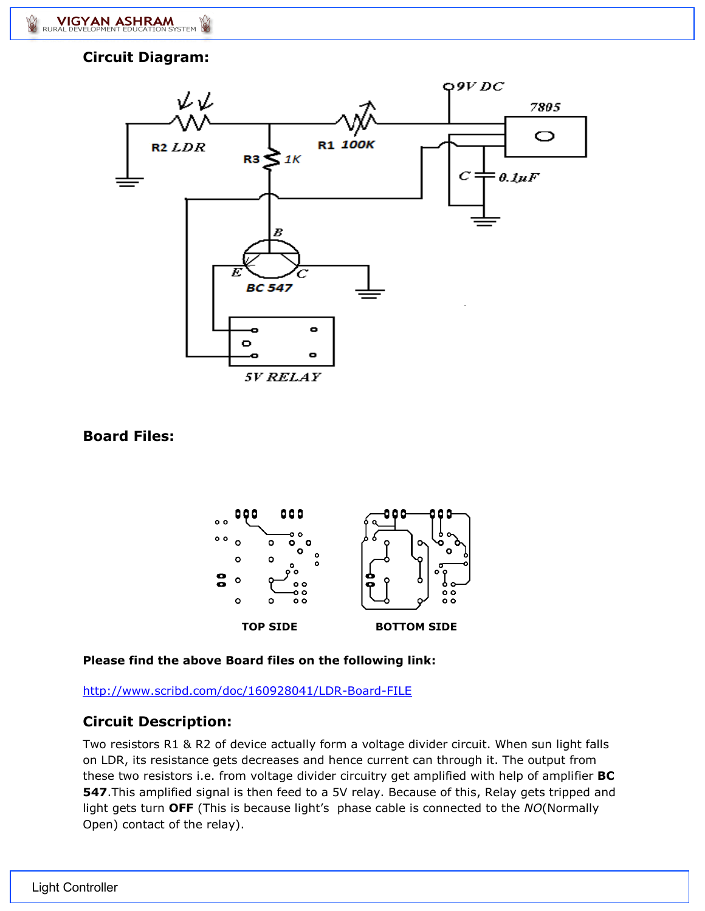## Circuit Diagram:

## Board Files:

TOP SIDE

BOTTOM SIDE

**Please find the above Board files on the following link:**

http://www.scribd.com/doc/160928041/LDR-Board-FILE

## Circuit Description:

Two resistors R1 & R2 of device actually form a voltage divider circuit. When sun light falls on LDR, its resistance gets decreases and hence current can through it. The output from these two resistors i.e. from voltage divider circuitry get amplified with help of amplifier **BC 547**.This amplified signal is then feed to a 5V relay. Because of this, Relay gets tripped and light gets turn **OFF** (This is because light's phase cable is connected to the *NO*(Normally Open) contact of the relay).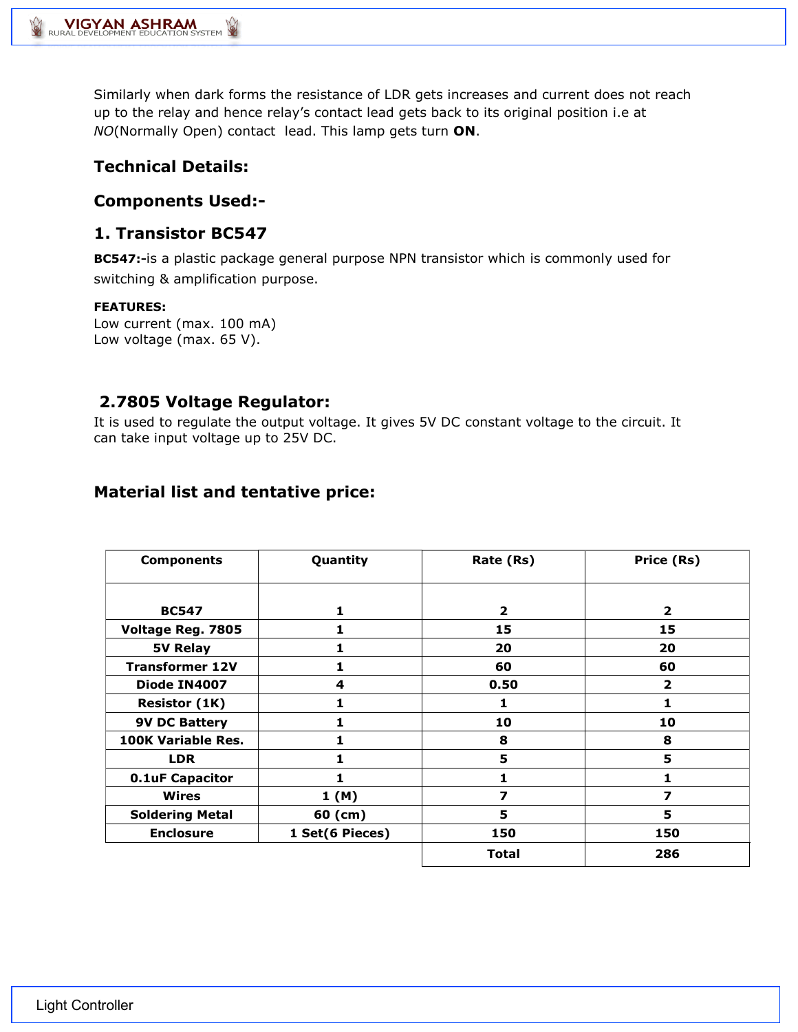Similarly when dark forms the resistance of LDR gets increases and current does not reach up to the relay and hence relay's contact lead gets back to its original position i.e at *NO*(Normally Open) contact lead. This lamp gets turn **ON**.

## Technical Details:

## Components Used:-

### 1. Transistor BC547

**BC547:-**is a plastic package general purpose NPN transistor which is commonly used for switching & amplification purpose.

**FEATURES:**
Low current (max. 100 mA)
Low voltage (max. 65 V).

### 2.7805 Voltage Regulator:

It is used to regulate the output voltage. It gives 5V DC constant voltage to the circuit. It can take input voltage up to 25V DC.

## Material list and tentative price:

| Components | Quantity | Rate (Rs) | Price (Rs) |
|---|---|---|---|
| BC547 | 1 | 2 | 2 |
| Voltage Reg. 7805 | 1 | 15 | 15 |
| 5V Relay | 1 | 20 | 20 |
| Transformer 12V | 1 | 60 | 60 |
| Diode IN4007 | 4 | 0.50 | 2 |
| Resistor (1K) | 1 | 1 | 1 |
| 9V DC Battery | 1 | 10 | 10 |
| 100K Variable Res. | 1 | 8 | 8 |
| LDR | 1 | 5 | 5 |
| 0.1uF Capacitor | 1 | 1 | 1 |
| Wires | 1 (M) | 7 | 7 |
| Soldering Metal | 60 (cm) | 5 | 5 |
| Enclosure | 1 Set(6 Pieces) | 150 | 150 |
| | | **Total** | **286** |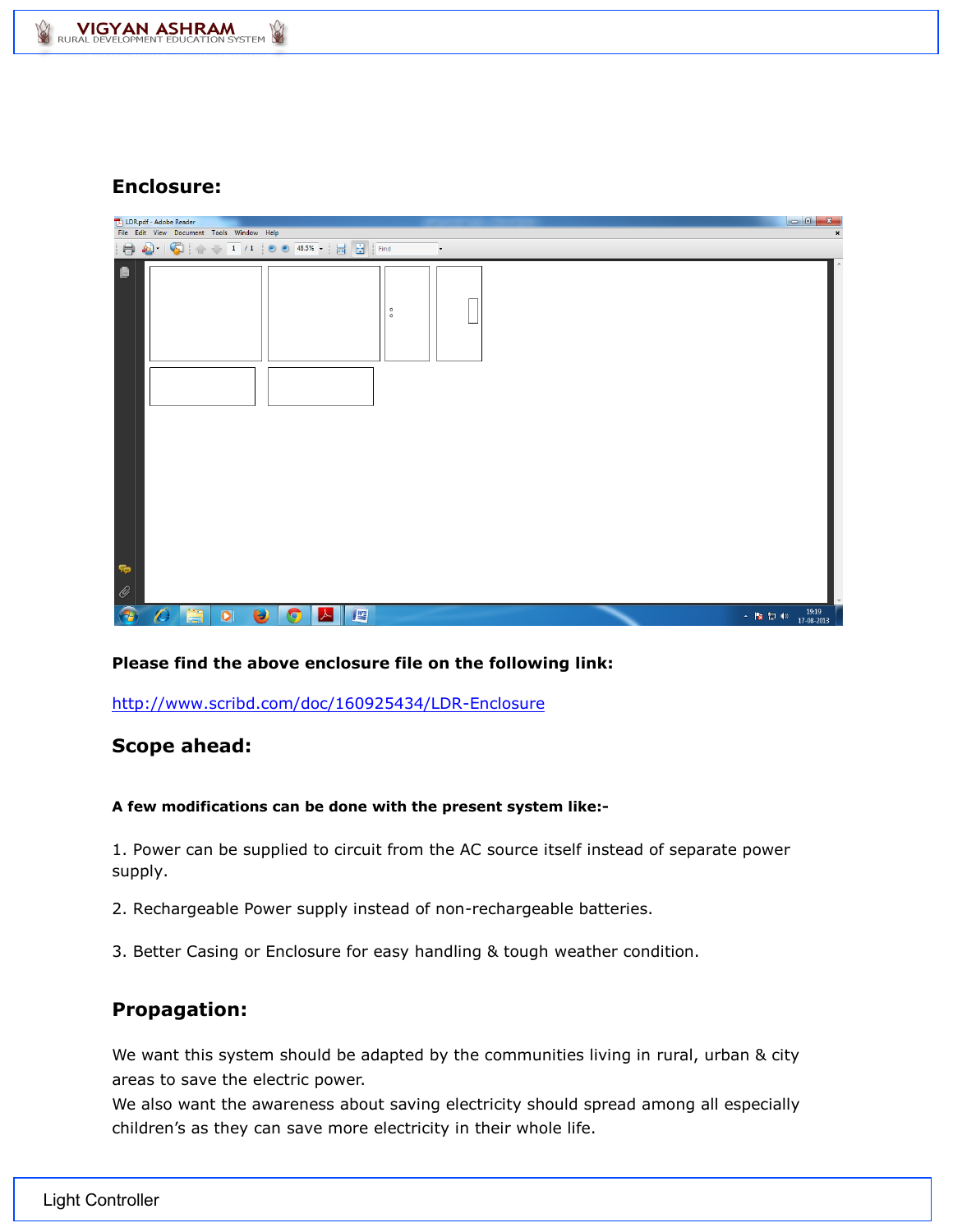## Enclosure:

**Please find the above enclosure file on the following link:**

http://www.scribd.com/doc/160925434/LDR-Enclosure

## Scope ahead:

**A few modifications can be done with the present system like:-**

1. Power can be supplied to circuit from the AC source itself instead of separate power supply.

2. Rechargeable Power supply instead of non-rechargeable batteries.

3. Better Casing or Enclosure for easy handling & tough weather condition.

## Propagation:

We want this system should be adapted by the communities living in rural, urban & city areas to save the electric power.
We also want the awareness about saving electricity should spread among all especially children's as they can save more electricity in their whole life.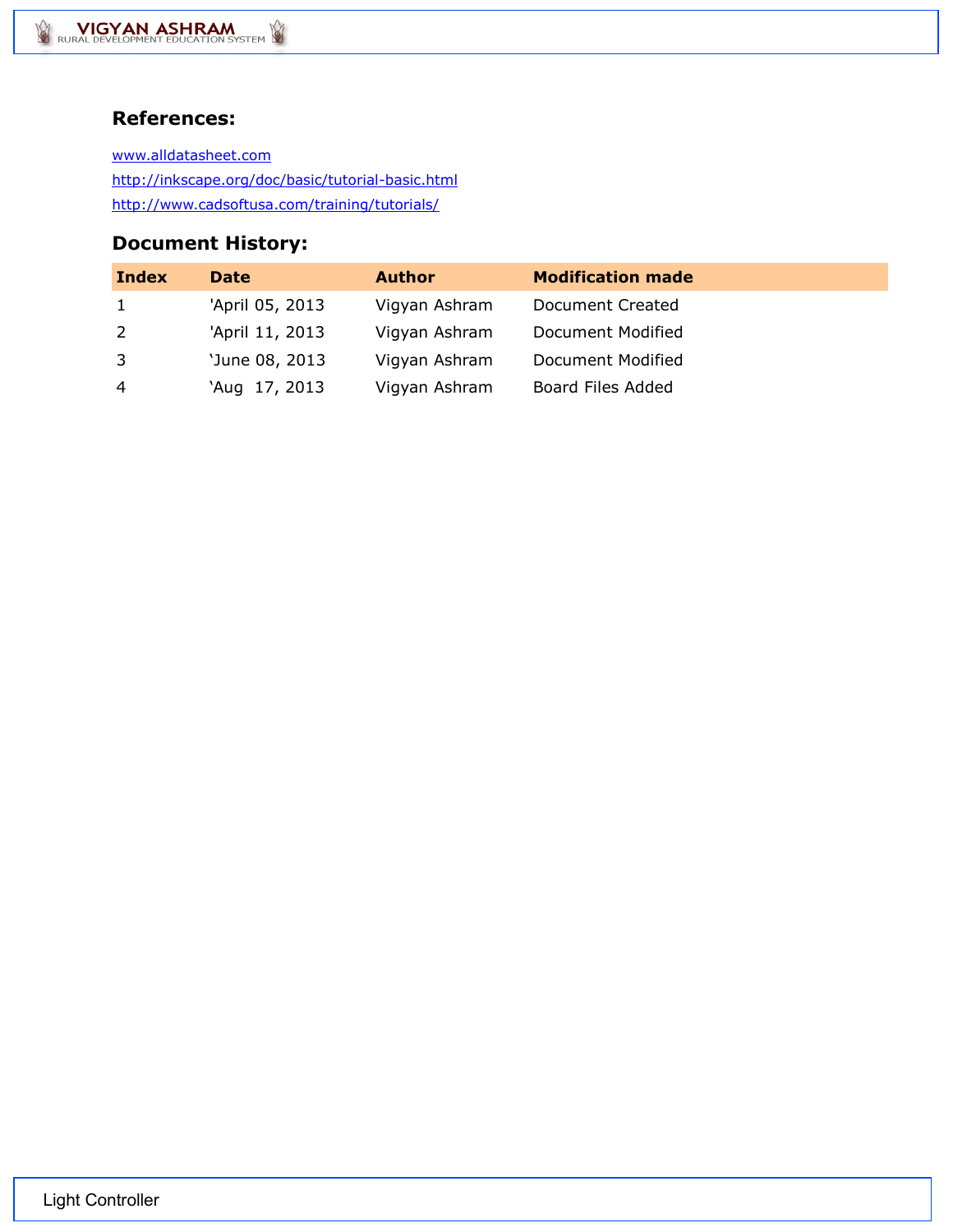## References:

www.alldatasheet.com

http://inkscape.org/doc/basic/tutorial-basic.html

http://www.cadsoftusa.com/training/tutorials/

## Document History:

| Index | Date | Author | Modification made |
|---|---|---|---|
| 1 | 'April 05, 2013 | Vigyan Ashram | Document Created |
| 2 | 'April 11, 2013 | Vigyan Ashram | Document Modified |
| 3 | ‘June 08, 2013 | Vigyan Ashram | Document Modified |
| 4 | ‘Aug 17, 2013 | Vigyan Ashram | Board Files Added |